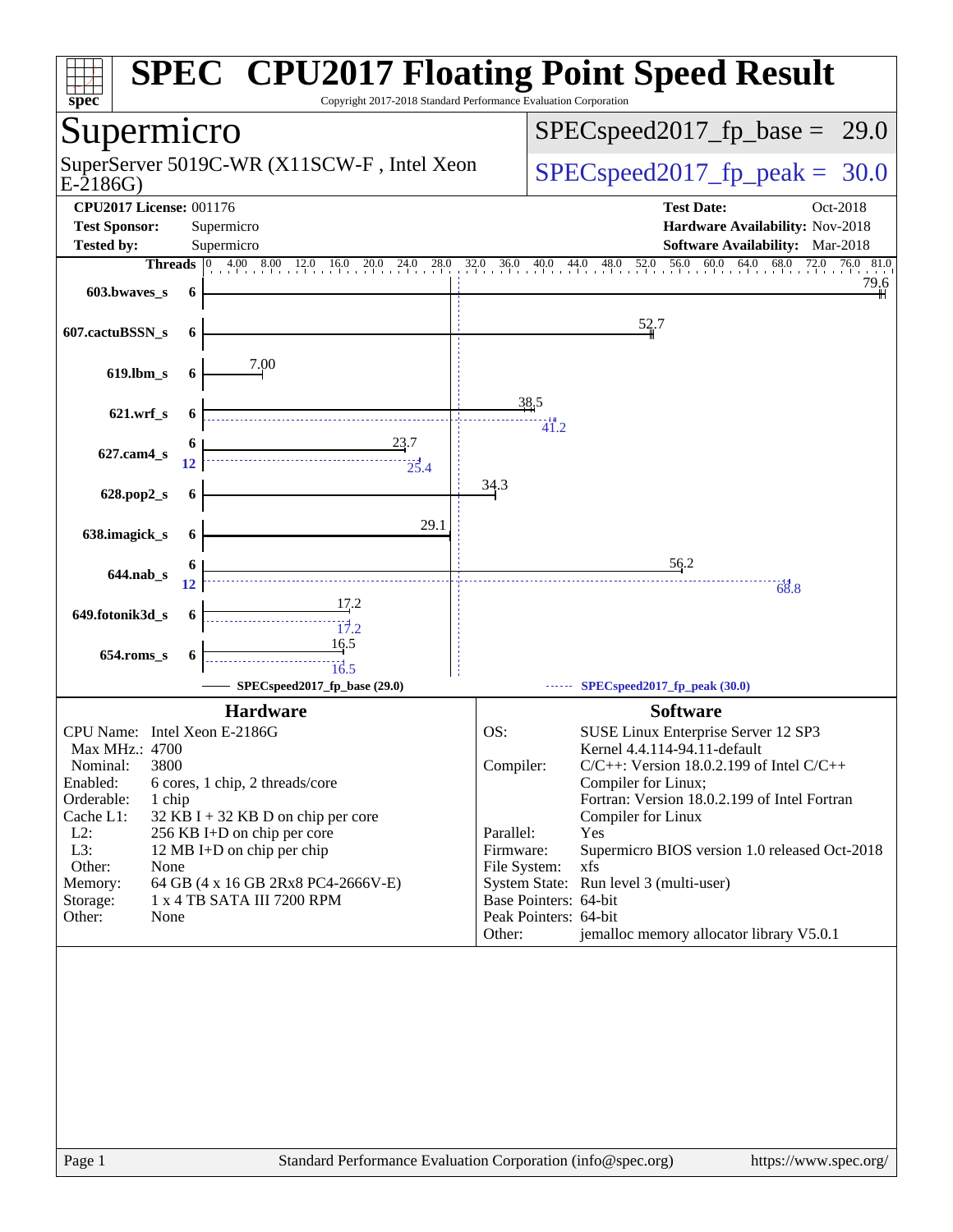# SPEC® CPU2017 Floating Point Speed Result

Copyright 2017-2018 Standard Performance Evaluation Corporation

## Supermicro

SuperServer 5019C-WR (X11SCW-F , Intel Xeon E-2186G)

SPECspeed2017_fp_base = 29.0

SPECspeed2017_fp_peak = 30.0

**CPU2017 License:** 001176
**Test Sponsor:** Supermicro
**Tested by:** Supermicro

**Test Date:** Oct-2018
**Hardware Availability:** Nov-2018
**Software Availability:** Mar-2018

| Benchmark | Threads (Base) | Threads (Peak) | Base | Peak |
|---|---|---|---|---|
| 603.bwaves_s | 6 | | 79.6 | |
| 607.cactuBSSN_s | 6 | | 52.7 | |
| 619.lbm_s | 6 | | 7.00 | |
| 621.wrf_s | 6 | | 38.5 | 41.2 |
| 627.cam4_s | 6 | 12 | 23.7 | 25.4 |
| 628.pop2_s | 6 | | 34.3 | |
| 638.imagick_s | 6 | | 29.1 | |
| 644.nab_s | 6 | 12 | 56.2 | 68.8 |
| 649.fotonik3d_s | 6 | | 17.2 | 17.2 |
| 654.roms_s | 6 | | 16.5 | 16.5 |

SPECspeed2017_fp_base (29.0) — SPECspeed2017_fp_peak (30.0)

### Hardware

- **CPU Name:** Intel Xeon E-2186G
- **Max MHz.:** 4700
- **Nominal:** 3800
- **Enabled:** 6 cores, 1 chip, 2 threads/core
- **Orderable:** 1 chip
- **Cache L1:** 32 KB I + 32 KB D on chip per core
- **L2:** 256 KB I+D on chip per core
- **L3:** 12 MB I+D on chip per chip
- **Other:** None
- **Memory:** 64 GB (4 x 16 GB 2Rx8 PC4-2666V-E)
- **Storage:** 1 x 4 TB SATA III 7200 RPM
- **Other:** None

### Software

- **OS:** SUSE Linux Enterprise Server 12 SP3 Kernel 4.4.114-94.11-default
- **Compiler:** C/C++: Version 18.0.2.199 of Intel C/C++ Compiler for Linux; Fortran: Version 18.0.2.199 of Intel Fortran Compiler for Linux
- **Parallel:** Yes
- **Firmware:** Supermicro BIOS version 1.0 released Oct-2018
- **File System:** xfs
- **System State:** Run level 3 (multi-user)
- **Base Pointers:** 64-bit
- **Peak Pointers:** 64-bit
- **Other:** jemalloc memory allocator library V5.0.1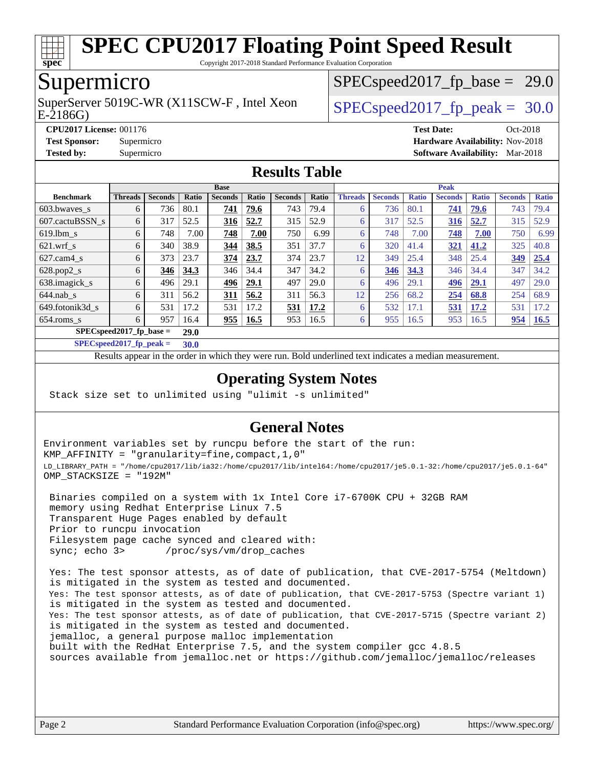# SPEC CPU2017 Floating Point Speed Result

Copyright 2017-2018 Standard Performance Evaluation Corporation

## Supermicro

SuperServer 5019C-WR (X11SCW-F , Intel Xeon E-2186G)

SPECspeed2017_fp_base = 29.0

SPECspeed2017_fp_peak = 30.0

**CPU2017 License:** 001176
**Test Sponsor:** Supermicro
**Tested by:** Supermicro

**Test Date:** Oct-2018
**Hardware Availability:** Nov-2018
**Software Availability:** Mar-2018

## Results Table

| | Base | | | | | | | Peak | | | | | | |
|---|---|---|---|---|---|---|---|---|---|---|---|---|---|---|
| **Benchmark** | **Threads** | **Seconds** | **Ratio** | **Seconds** | **Ratio** | **Seconds** | **Ratio** | **Threads** | **Seconds** | **Ratio** | **Seconds** | **Ratio** | **Seconds** | **Ratio** |
| 603.bwaves_s | 6 | 736 | 80.1 | **741** | **79.6** | 743 | 79.4 | 6 | 736 | 80.1 | **741** | **79.6** | 743 | 79.4 |
| 607.cactuBSSN_s | 6 | 317 | 52.5 | **316** | **52.7** | 315 | 52.9 | 6 | 317 | 52.5 | **316** | **52.7** | 315 | 52.9 |
| 619.lbm_s | 6 | 748 | 7.00 | **748** | **7.00** | 750 | 6.99 | 6 | 748 | 7.00 | **748** | **7.00** | 750 | 6.99 |
| 621.wrf_s | 6 | 340 | 38.9 | **344** | **38.5** | 351 | 37.7 | 6 | 320 | 41.4 | **321** | **41.2** | 325 | 40.8 |
| 627.cam4_s | 6 | 373 | 23.7 | **374** | **23.7** | 374 | 23.7 | 12 | 349 | 25.4 | 348 | 25.4 | **349** | **25.4** |
| 628.pop2_s | 6 | **346** | **34.3** | 346 | 34.4 | 347 | 34.2 | 6 | **346** | **34.3** | 346 | 34.4 | 347 | 34.2 |
| 638.imagick_s | 6 | 496 | 29.1 | **496** | **29.1** | 497 | 29.0 | 6 | 496 | 29.1 | **496** | **29.1** | 497 | 29.0 |
| 644.nab_s | 6 | 311 | 56.2 | **311** | **56.2** | 311 | 56.3 | 12 | 256 | 68.2 | **254** | **68.8** | 254 | 68.9 |
| 649.fotonik3d_s | 6 | 531 | 17.2 | 531 | 17.2 | **531** | **17.2** | 6 | 532 | 17.1 | **531** | **17.2** | 531 | 17.2 |
| 654.roms_s | 6 | 957 | 16.4 | **955** | **16.5** | 953 | 16.5 | 6 | 955 | 16.5 | 953 | 16.5 | **954** | **16.5** |

**SPECspeed2017_fp_base = 29.0**

**SPECspeed2017_fp_peak = 30.0**

Results appear in the order in which they were run. Bold underlined text indicates a median measurement.

## Operating System Notes

```
Stack size set to unlimited using "ulimit -s unlimited"
```

## General Notes

```
Environment variables set by runcpu before the start of the run:
KMP_AFFINITY = "granularity=fine,compact,1,0"
LD_LIBRARY_PATH = "/home/cpu2017/lib/ia32:/home/cpu2017/lib/intel64:/home/cpu2017/je5.0.1-32:/home/cpu2017/je5.0.1-64"
OMP_STACKSIZE = "192M"

 Binaries compiled on a system with 1x Intel Core i7-6700K CPU + 32GB RAM
 memory using Redhat Enterprise Linux 7.5
 Transparent Huge Pages enabled by default
 Prior to runcpu invocation
 Filesystem page cache synced and cleared with:
 sync; echo 3>       /proc/sys/vm/drop_caches

 Yes: The test sponsor attests, as of date of publication, that CVE-2017-5754 (Meltdown)
 is mitigated in the system as tested and documented.
 Yes: The test sponsor attests, as of date of publication, that CVE-2017-5753 (Spectre variant 1)
 is mitigated in the system as tested and documented.
 Yes: The test sponsor attests, as of date of publication, that CVE-2017-5715 (Spectre variant 2)
 is mitigated in the system as tested and documented.
 jemalloc, a general purpose malloc implementation
 built with the RedHat Enterprise 7.5, and the system compiler gcc 4.8.5
 sources available from jemalloc.net or https://github.com/jemalloc/jemalloc/releases
```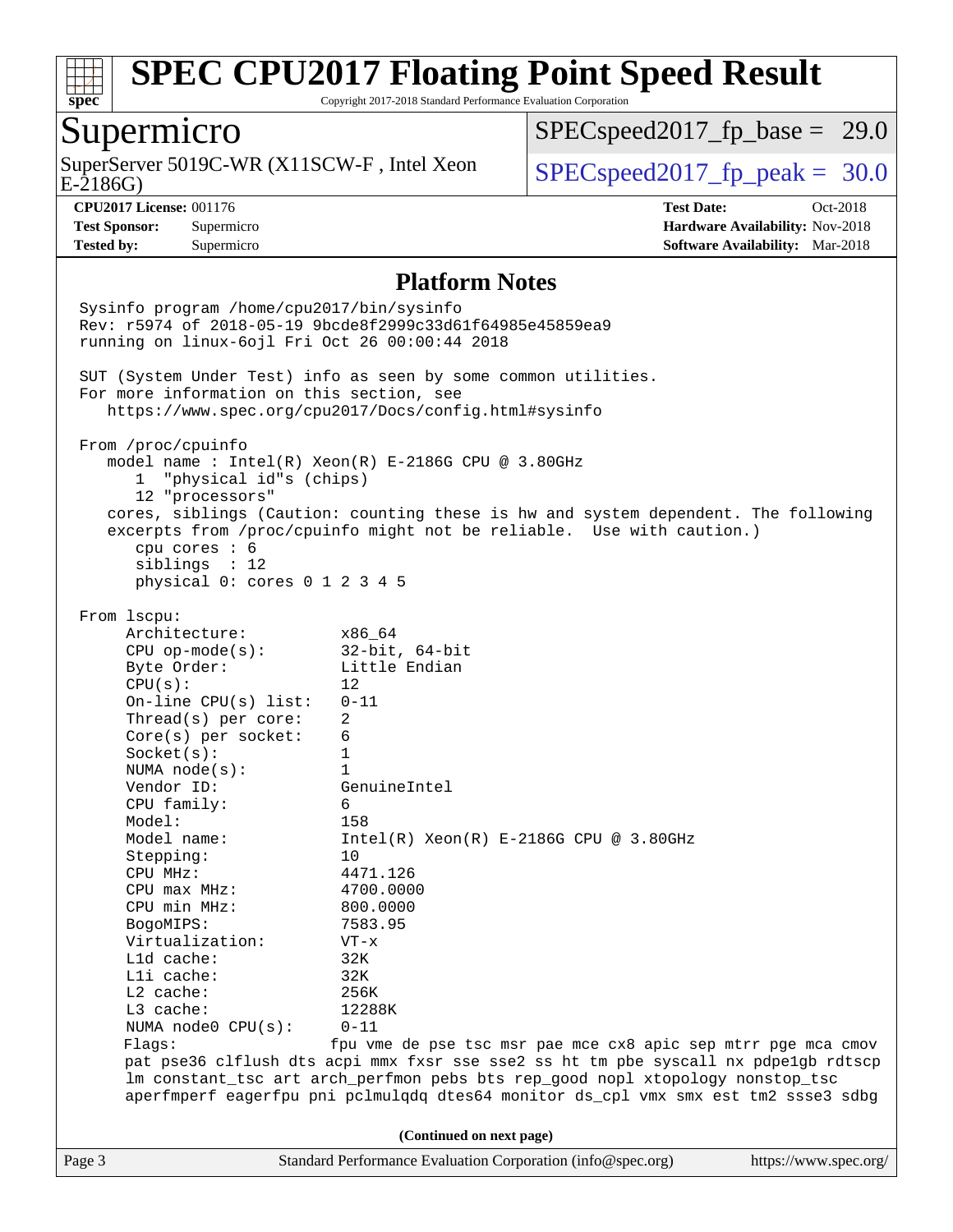# SPEC CPU2017 Floating Point Speed Result

Copyright 2017-2018 Standard Performance Evaluation Corporation

## Supermicro

SuperServer 5019C-WR (X11SCW-F , Intel Xeon E-2186G)

SPECspeed2017_fp_base = 29.0

SPECspeed2017_fp_peak = 30.0

**CPU2017 License:** 001176
**Test Sponsor:** Supermicro
**Tested by:** Supermicro

**Test Date:** Oct-2018
**Hardware Availability:** Nov-2018
**Software Availability:** Mar-2018

### Platform Notes

```
Sysinfo program /home/cpu2017/bin/sysinfo
Rev: r5974 of 2018-05-19 9bcde8f2999c33d61f64985e45859ea9
running on linux-6ojl Fri Oct 26 00:00:44 2018

SUT (System Under Test) info as seen by some common utilities.
For more information on this section, see
   https://www.spec.org/cpu2017/Docs/config.html#sysinfo

From /proc/cpuinfo
   model name : Intel(R) Xeon(R) E-2186G CPU @ 3.80GHz
      1  "physical id"s (chips)
      12 "processors"
   cores, siblings (Caution: counting these is hw and system dependent. The following
   excerpts from /proc/cpuinfo might not be reliable.  Use with caution.)
      cpu cores : 6
      siblings  : 12
      physical 0: cores 0 1 2 3 4 5

From lscpu:
     Architecture:          x86_64
     CPU op-mode(s):        32-bit, 64-bit
     Byte Order:            Little Endian
     CPU(s):                12
     On-line CPU(s) list:   0-11
     Thread(s) per core:    2
     Core(s) per socket:    6
     Socket(s):             1
     NUMA node(s):          1
     Vendor ID:             GenuineIntel
     CPU family:            6
     Model:                 158
     Model name:            Intel(R) Xeon(R) E-2186G CPU @ 3.80GHz
     Stepping:              10
     CPU MHz:               4471.126
     CPU max MHz:           4700.0000
     CPU min MHz:           800.0000
     BogoMIPS:              7583.95
     Virtualization:        VT-x
     L1d cache:             32K
     L1i cache:             32K
     L2 cache:              256K
     L3 cache:              12288K
     NUMA node0 CPU(s):     0-11
     Flags:                 fpu vme de pse tsc msr pae mce cx8 apic sep mtrr pge mca cmov
     pat pse36 clflush dts acpi mmx fxsr sse sse2 ss ht tm pbe syscall nx pdpe1gb rdtscp
     lm constant_tsc art arch_perfmon pebs bts rep_good nopl xtopology nonstop_tsc
     aperfmperf eagerfpu pni pclmulqdq dtes64 monitor ds_cpl vmx smx est tm2 ssse3 sdbg
```

**(Continued on next page)**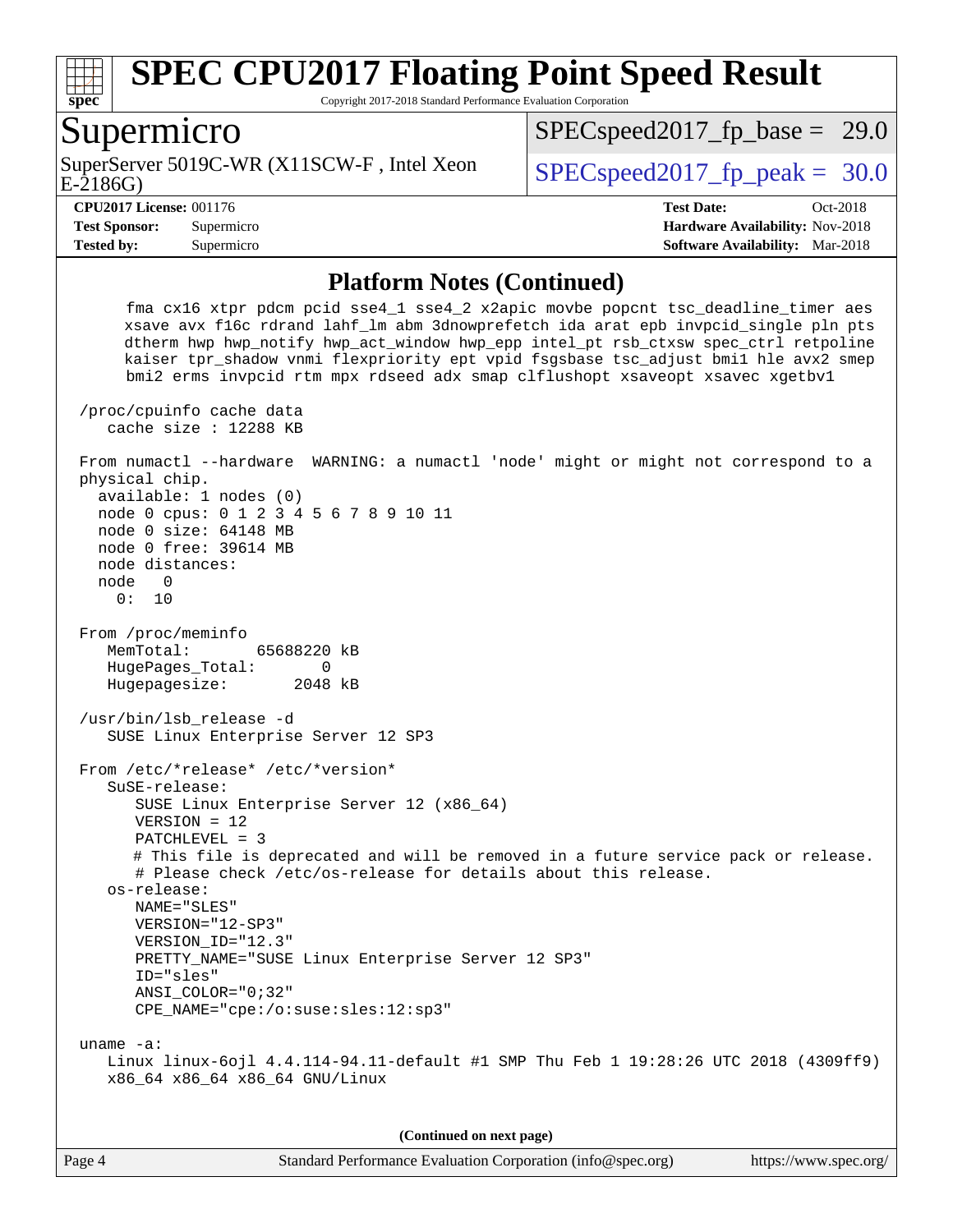## Platform Notes (Continued)

```
      fma cx16 xtpr pdcm pcid sse4_1 sse4_2 x2apic movbe popcnt tsc_deadline_timer aes
      xsave avx f16c rdrand lahf_lm abm 3dnowprefetch ida arat epb invpcid_single pln pts
      dtherm hwp hwp_notify hwp_act_window hwp_epp intel_pt rsb_ctxsw spec_ctrl retpoline
      kaiser tpr_shadow vnmi flexpriority ept vpid fsgsbase tsc_adjust bmi1 hle avx2 smep
      bmi2 erms invpcid rtm mpx rdseed adx smap clflushopt xsaveopt xsavec xgetbv1

 /proc/cpuinfo cache data
    cache size : 12288 KB

 From numactl --hardware  WARNING: a numactl 'node' might or might not correspond to a
 physical chip.
   available: 1 nodes (0)
   node 0 cpus: 0 1 2 3 4 5 6 7 8 9 10 11
   node 0 size: 64148 MB
   node 0 free: 39614 MB
   node distances:
   node   0
     0:  10

 From /proc/meminfo
    MemTotal:       65688220 kB
    HugePages_Total:       0
    Hugepagesize:       2048 kB

 /usr/bin/lsb_release -d
    SUSE Linux Enterprise Server 12 SP3

 From /etc/*release* /etc/*version*
    SuSE-release:
       SUSE Linux Enterprise Server 12 (x86_64)
       VERSION = 12
       PATCHLEVEL = 3
       # This file is deprecated and will be removed in a future service pack or release.
       # Please check /etc/os-release for details about this release.
    os-release:
       NAME="SLES"
       VERSION="12-SP3"
       VERSION_ID="12.3"
       PRETTY_NAME="SUSE Linux Enterprise Server 12 SP3"
       ID="sles"
       ANSI_COLOR="0;32"
       CPE_NAME="cpe:/o:suse:sles:12:sp3"

 uname -a:
    Linux linux-6ojl 4.4.114-94.11-default #1 SMP Thu Feb 1 19:28:26 UTC 2018 (4309ff9)
    x86_64 x86_64 x86_64 GNU/Linux
```

**(Continued on next page)**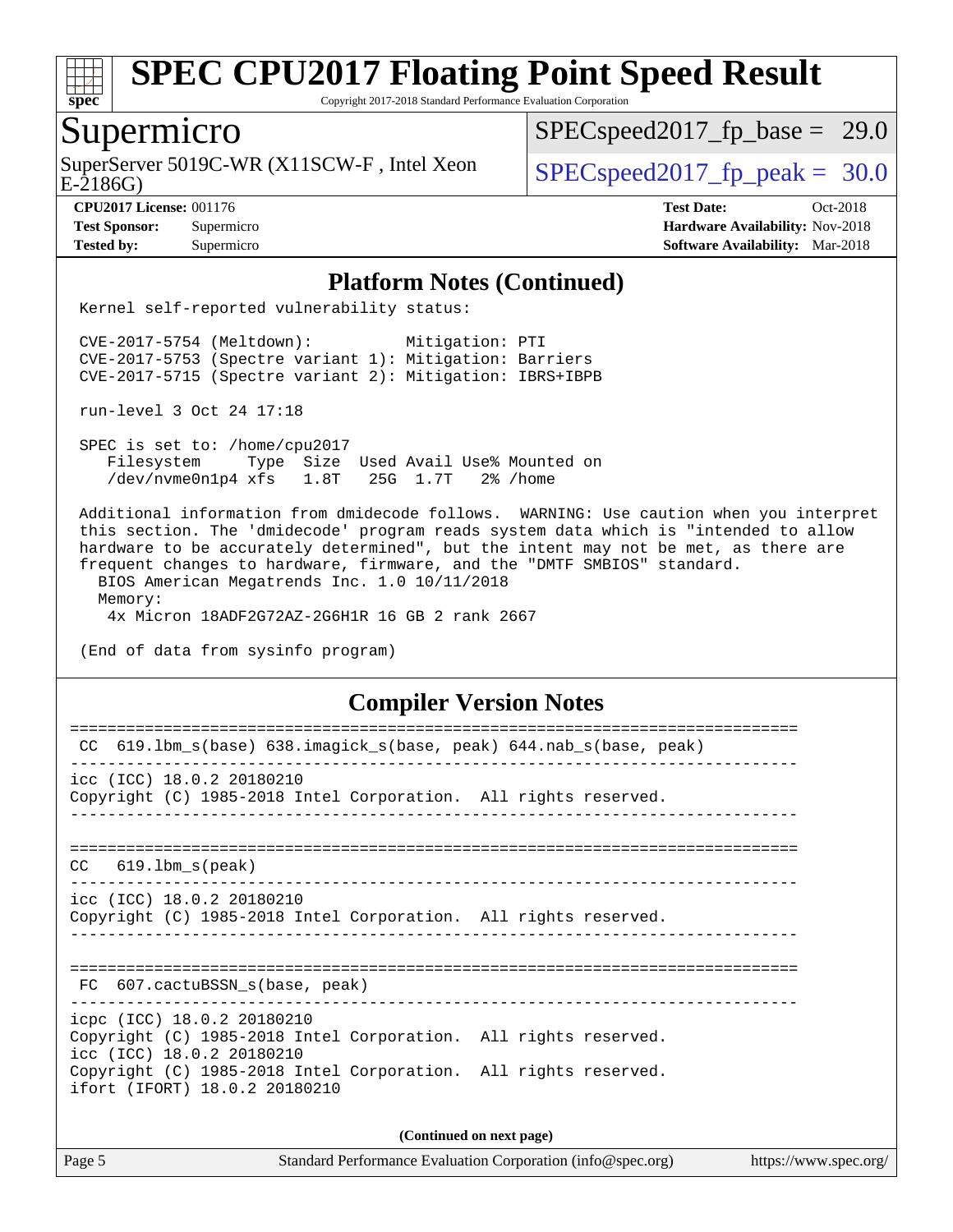# SPEC CPU2017 Floating Point Speed Result

Copyright 2017-2018 Standard Performance Evaluation Corporation

## Supermicro

SuperServer 5019C-WR (X11SCW-F , Intel Xeon E-2186G)

SPECspeed2017_fp_base = 29.0

SPECspeed2017_fp_peak = 30.0

**CPU2017 License:** 001176
**Test Sponsor:** Supermicro
**Tested by:** Supermicro

**Test Date:** Oct-2018
**Hardware Availability:** Nov-2018
**Software Availability:** Mar-2018

### Platform Notes (Continued)

```
Kernel self-reported vulnerability status:

CVE-2017-5754 (Meltdown):          Mitigation: PTI
CVE-2017-5753 (Spectre variant 1): Mitigation: Barriers
CVE-2017-5715 (Spectre variant 2): Mitigation: IBRS+IBPB

run-level 3 Oct 24 17:18

SPEC is set to: /home/cpu2017
   Filesystem     Type  Size  Used Avail Use% Mounted on
   /dev/nvme0n1p4 xfs   1.8T   25G  1.7T   2% /home

Additional information from dmidecode follows.  WARNING: Use caution when you interpret
this section. The 'dmidecode' program reads system data which is "intended to allow
hardware to be accurately determined", but the intent may not be met, as there are
frequent changes to hardware, firmware, and the "DMTF SMBIOS" standard.
  BIOS American Megatrends Inc. 1.0 10/11/2018
  Memory:
   4x Micron 18ADF2G72AZ-2G6H1R 16 GB 2 rank 2667

(End of data from sysinfo program)
```

### Compiler Version Notes

```
==============================================================================
 CC  619.lbm_s(base) 638.imagick_s(base, peak) 644.nab_s(base, peak)
------------------------------------------------------------------------------
icc (ICC) 18.0.2 20180210
Copyright (C) 1985-2018 Intel Corporation.  All rights reserved.
------------------------------------------------------------------------------

==============================================================================
 CC   619.lbm_s(peak)
------------------------------------------------------------------------------
icc (ICC) 18.0.2 20180210
Copyright (C) 1985-2018 Intel Corporation.  All rights reserved.
------------------------------------------------------------------------------

==============================================================================
 FC  607.cactuBSSN_s(base, peak)
------------------------------------------------------------------------------
icpc (ICC) 18.0.2 20180210
Copyright (C) 1985-2018 Intel Corporation.  All rights reserved.
icc (ICC) 18.0.2 20180210
Copyright (C) 1985-2018 Intel Corporation.  All rights reserved.
ifort (IFORT) 18.0.2 20180210
```

**(Continued on next page)**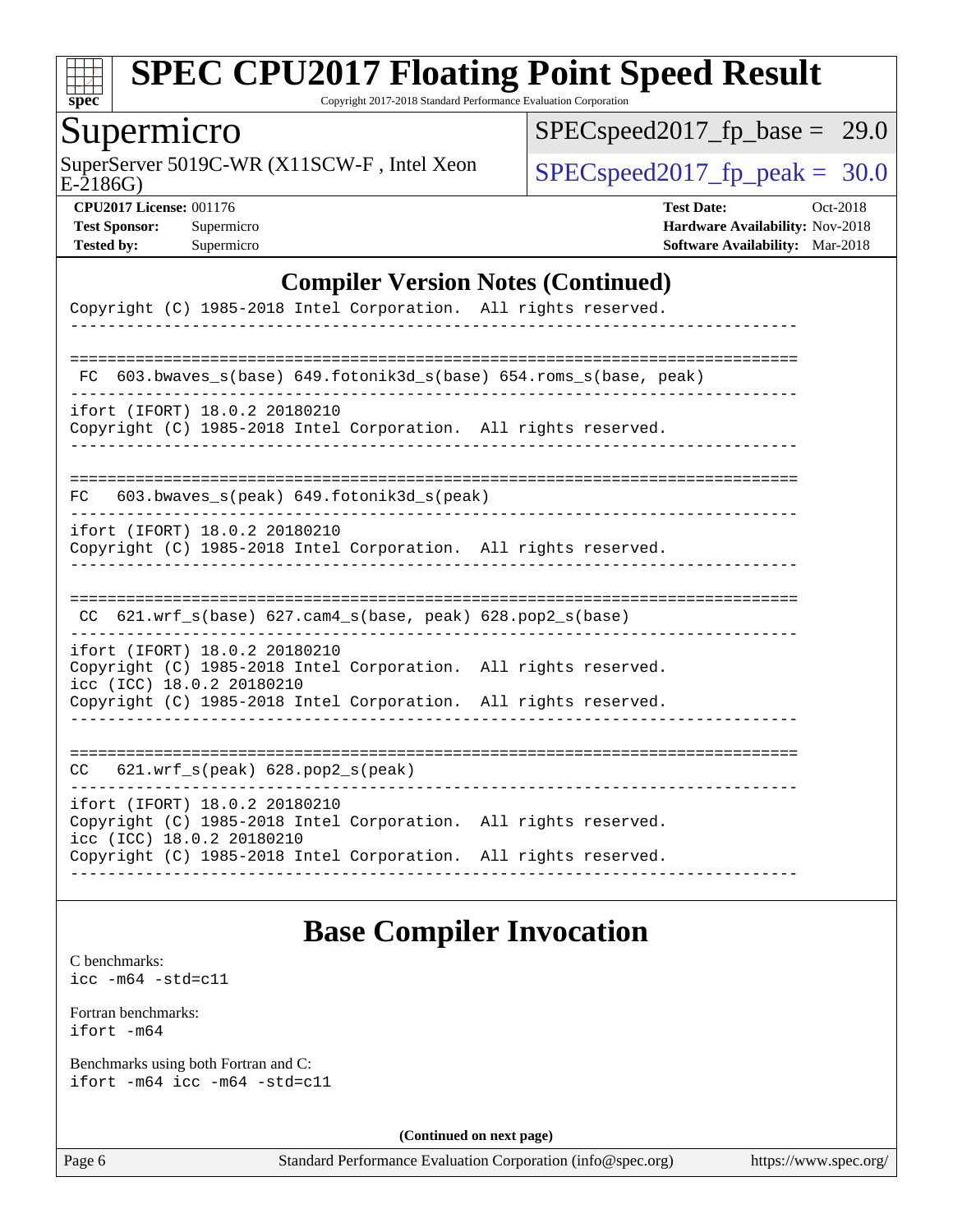## Compiler Version Notes (Continued)

```
Copyright (C) 1985-2018 Intel Corporation.  All rights reserved.
------------------------------------------------------------------------------

==============================================================================
 FC  603.bwaves_s(base) 649.fotonik3d_s(base) 654.roms_s(base, peak)
------------------------------------------------------------------------------
ifort (IFORT) 18.0.2 20180210
Copyright (C) 1985-2018 Intel Corporation.  All rights reserved.
------------------------------------------------------------------------------

==============================================================================
FC   603.bwaves_s(peak) 649.fotonik3d_s(peak)
------------------------------------------------------------------------------
ifort (IFORT) 18.0.2 20180210
Copyright (C) 1985-2018 Intel Corporation.  All rights reserved.
------------------------------------------------------------------------------

==============================================================================
 CC  621.wrf_s(base) 627.cam4_s(base, peak) 628.pop2_s(base)
------------------------------------------------------------------------------
ifort (IFORT) 18.0.2 20180210
Copyright (C) 1985-2018 Intel Corporation.  All rights reserved.
icc (ICC) 18.0.2 20180210
Copyright (C) 1985-2018 Intel Corporation.  All rights reserved.
------------------------------------------------------------------------------

==============================================================================
CC   621.wrf_s(peak) 628.pop2_s(peak)
------------------------------------------------------------------------------
ifort (IFORT) 18.0.2 20180210
Copyright (C) 1985-2018 Intel Corporation.  All rights reserved.
icc (ICC) 18.0.2 20180210
Copyright (C) 1985-2018 Intel Corporation.  All rights reserved.
------------------------------------------------------------------------------
```

## Base Compiler Invocation

C benchmarks:
icc -m64 -std=c11

Fortran benchmarks:
ifort -m64

Benchmarks using both Fortran and C:
ifort -m64 icc -m64 -std=c11

**(Continued on next page)**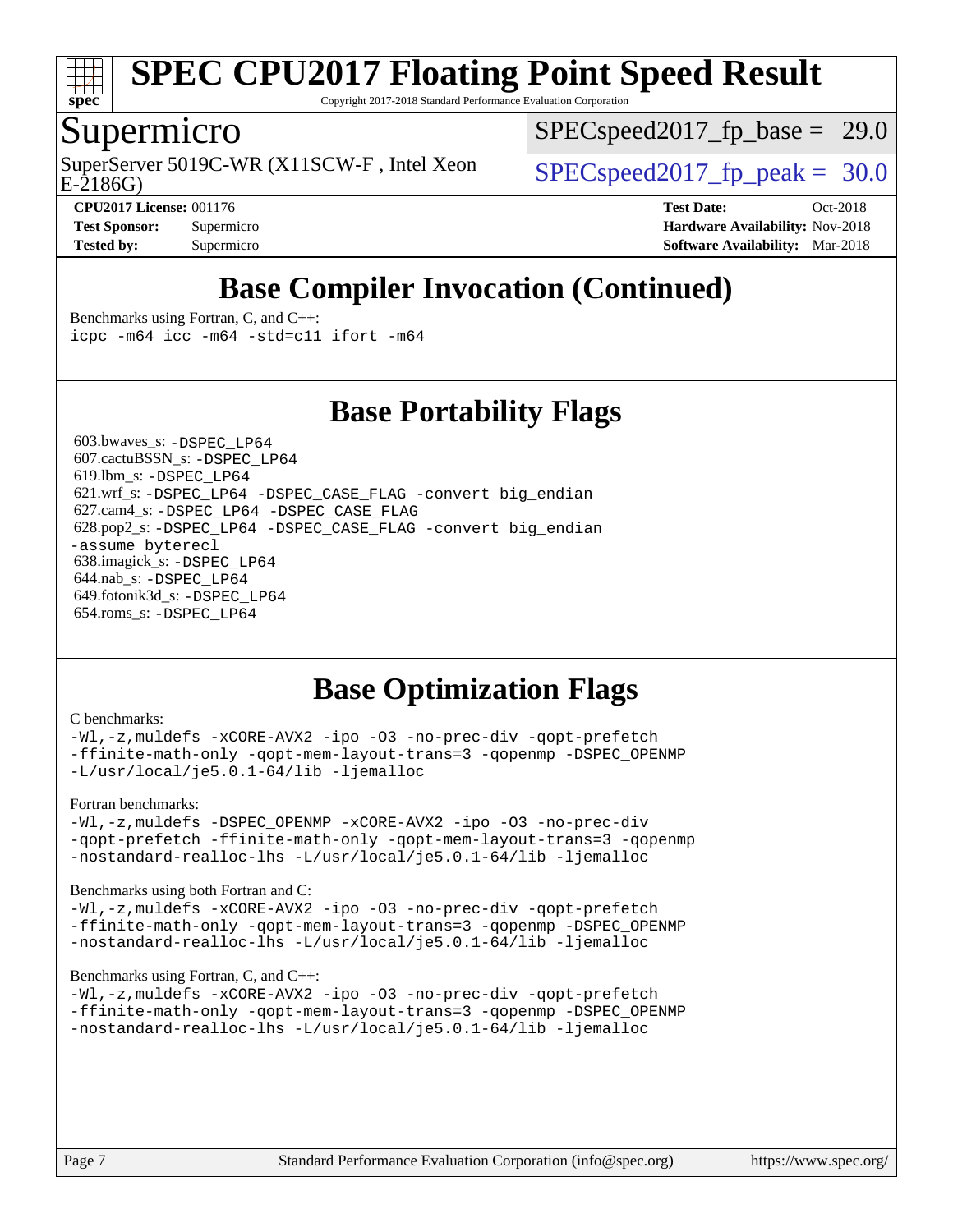# SPEC CPU2017 Floating Point Speed Result

Copyright 2017-2018 Standard Performance Evaluation Corporation

## Supermicro

SuperServer 5019C-WR (X11SCW-F , Intel Xeon E-2186G)

SPECspeed2017_fp_base = 29.0

SPECspeed2017_fp_peak = 30.0

**CPU2017 License:** 001176
**Test Sponsor:** Supermicro
**Tested by:** Supermicro

**Test Date:** Oct-2018
**Hardware Availability:** Nov-2018
**Software Availability:** Mar-2018

## Base Compiler Invocation (Continued)

Benchmarks using Fortran, C, and C++:

```
icpc -m64 icc -m64 -std=c11 ifort -m64
```

## Base Portability Flags

603.bwaves_s: `-DSPEC_LP64`
607.cactuBSSN_s: `-DSPEC_LP64`
619.lbm_s: `-DSPEC_LP64`
621.wrf_s: `-DSPEC_LP64 -DSPEC_CASE_FLAG -convert big_endian`
627.cam4_s: `-DSPEC_LP64 -DSPEC_CASE_FLAG`
628.pop2_s: `-DSPEC_LP64 -DSPEC_CASE_FLAG -convert big_endian -assume byterecl`
638.imagick_s: `-DSPEC_LP64`
644.nab_s: `-DSPEC_LP64`
649.fotonik3d_s: `-DSPEC_LP64`
654.roms_s: `-DSPEC_LP64`

## Base Optimization Flags

C benchmarks:

```
-Wl,-z,muldefs -xCORE-AVX2 -ipo -O3 -no-prec-div -qopt-prefetch
-ffinite-math-only -qopt-mem-layout-trans=3 -qopenmp -DSPEC_OPENMP
-L/usr/local/je5.0.1-64/lib -ljemalloc
```

Fortran benchmarks:

```
-Wl,-z,muldefs -DSPEC_OPENMP -xCORE-AVX2 -ipo -O3 -no-prec-div
-qopt-prefetch -ffinite-math-only -qopt-mem-layout-trans=3 -qopenmp
-nostandard-realloc-lhs -L/usr/local/je5.0.1-64/lib -ljemalloc
```

Benchmarks using both Fortran and C:

```
-Wl,-z,muldefs -xCORE-AVX2 -ipo -O3 -no-prec-div -qopt-prefetch
-ffinite-math-only -qopt-mem-layout-trans=3 -qopenmp -DSPEC_OPENMP
-nostandard-realloc-lhs -L/usr/local/je5.0.1-64/lib -ljemalloc
```

Benchmarks using Fortran, C, and C++:

```
-Wl,-z,muldefs -xCORE-AVX2 -ipo -O3 -no-prec-div -qopt-prefetch
-ffinite-math-only -qopt-mem-layout-trans=3 -qopenmp -DSPEC_OPENMP
-nostandard-realloc-lhs -L/usr/local/je5.0.1-64/lib -ljemalloc
```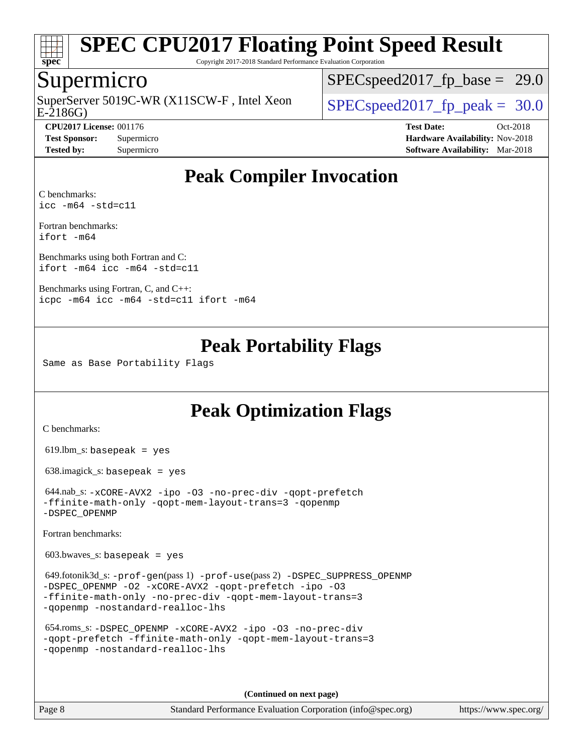# SPEC CPU2017 Floating Point Speed Result

Copyright 2017-2018 Standard Performance Evaluation Corporation

## Supermicro

SuperServer 5019C-WR (X11SCW-F , Intel Xeon E-2186G)

SPECspeed2017_fp_base = 29.0

SPECspeed2017_fp_peak = 30.0

**CPU2017 License:** 001176
**Test Sponsor:** Supermicro
**Tested by:** Supermicro

**Test Date:** Oct-2018
**Hardware Availability:** Nov-2018
**Software Availability:** Mar-2018

## Peak Compiler Invocation

C benchmarks:
`icc -m64 -std=c11`

Fortran benchmarks:
`ifort -m64`

Benchmarks using both Fortran and C:
`ifort -m64 icc -m64 -std=c11`

Benchmarks using Fortran, C, and C++:
`icpc -m64 icc -m64 -std=c11 ifort -m64`

## Peak Portability Flags

Same as Base Portability Flags

## Peak Optimization Flags

C benchmarks:

619.lbm_s: `basepeak = yes`

638.imagick_s: `basepeak = yes`

644.nab_s: `-xCORE-AVX2 -ipo -O3 -no-prec-div -qopt-prefetch -ffinite-math-only -qopt-mem-layout-trans=3 -qopenmp -DSPEC_OPENMP`

Fortran benchmarks:

603.bwaves_s: `basepeak = yes`

649.fotonik3d_s: `-prof-gen`(pass 1) `-prof-use`(pass 2) `-DSPEC_SUPPRESS_OPENMP -DSPEC_OPENMP -O2 -xCORE-AVX2 -qopt-prefetch -ipo -O3 -ffinite-math-only -no-prec-div -qopt-mem-layout-trans=3 -qopenmp -nostandard-realloc-lhs`

654.roms_s: `-DSPEC_OPENMP -xCORE-AVX2 -ipo -O3 -no-prec-div -qopt-prefetch -ffinite-math-only -qopt-mem-layout-trans=3 -qopenmp -nostandard-realloc-lhs`

**(Continued on next page)**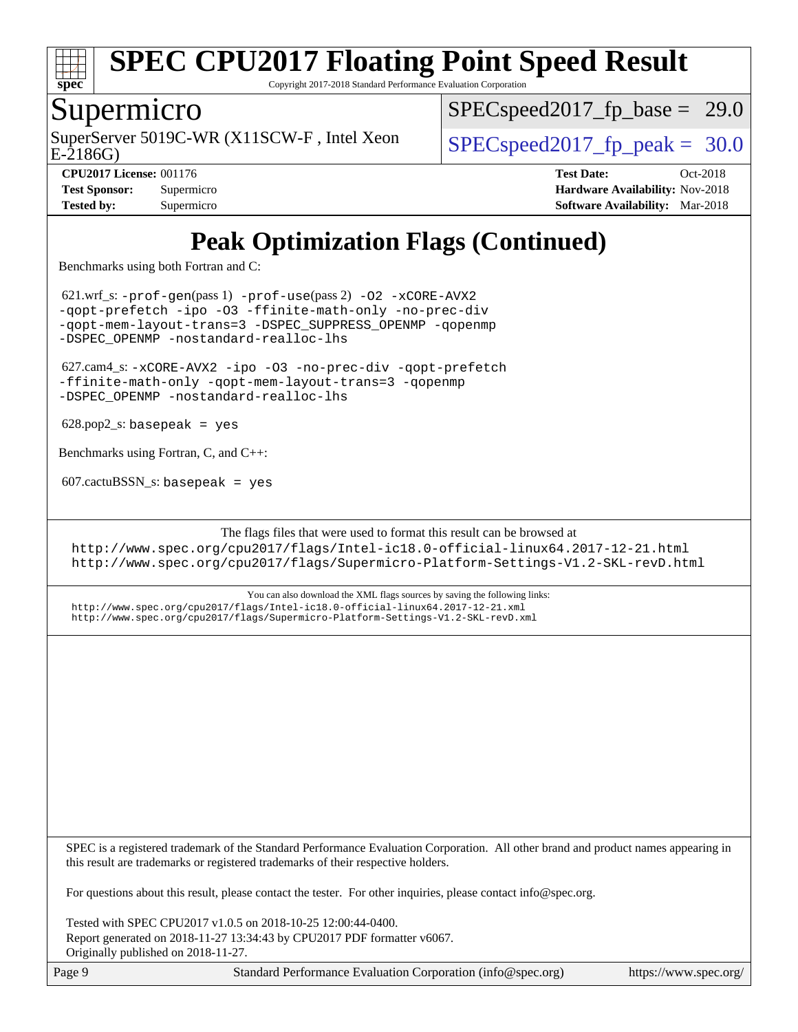# Peak Optimization Flags (Continued)

Benchmarks using both Fortran and C:

621.wrf_s: -prof-gen(pass 1) -prof-use(pass 2) -O2 -xCORE-AVX2 -qopt-prefetch -ipo -O3 -ffinite-math-only -no-prec-div -qopt-mem-layout-trans=3 -DSPEC_SUPPRESS_OPENMP -qopenmp -DSPEC_OPENMP -nostandard-realloc-lhs

627.cam4_s: -xCORE-AVX2 -ipo -O3 -no-prec-div -qopt-prefetch -ffinite-math-only -qopt-mem-layout-trans=3 -qopenmp -DSPEC_OPENMP -nostandard-realloc-lhs

628.pop2_s: basepeak = yes

Benchmarks using Fortran, C, and C++:

607.cactuBSSN_s: basepeak = yes

The flags files that were used to format this result can be browsed at
http://www.spec.org/cpu2017/flags/Intel-ic18.0-official-linux64.2017-12-21.html
http://www.spec.org/cpu2017/flags/Supermicro-Platform-Settings-V1.2-SKL-revD.html

You can also download the XML flags sources by saving the following links:
http://www.spec.org/cpu2017/flags/Intel-ic18.0-official-linux64.2017-12-21.xml
http://www.spec.org/cpu2017/flags/Supermicro-Platform-Settings-V1.2-SKL-revD.xml

SPEC is a registered trademark of the Standard Performance Evaluation Corporation. All other brand and product names appearing in this result are trademarks or registered trademarks of their respective holders.

For questions about this result, please contact the tester. For other inquiries, please contact info@spec.org.

Tested with SPEC CPU2017 v1.0.5 on 2018-10-25 12:00:44-0400.
Report generated on 2018-11-27 13:34:43 by CPU2017 PDF formatter v6067.
Originally published on 2018-11-27.